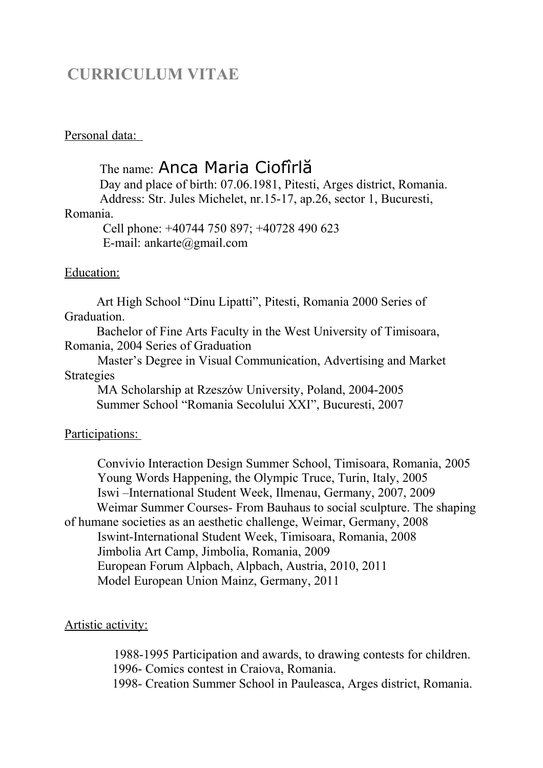# CURRICULUM VITAE

Personal data:

The name: Anca Maria Ciofîrlă
Day and place of birth: 07.06.1981, Pitesti, Arges district, Romania.
Address: Str. Jules Michelet, nr.15-17, ap.26, sector 1, Bucuresti, Romania.
Cell phone: +40744 750 897; +40728 490 623
E-mail: ankarte@gmail.com

Education:

Art High School "Dinu Lipatti", Pitesti, Romania 2000 Series of Graduation.
Bachelor of Fine Arts Faculty in the West University of Timisoara, Romania, 2004 Series of Graduation
Master's Degree in Visual Communication, Advertising and Market Strategies
MA Scholarship at Rzeszów University, Poland, 2004-2005
Summer School "Romania Secolului XXI", Bucuresti, 2007

Participations:

Convivio Interaction Design Summer School, Timisoara, Romania, 2005
Young Words Happening, the Olympic Truce, Turin, Italy, 2005
Iswi –International Student Week, Ilmenau, Germany, 2007, 2009
Weimar Summer Courses- From Bauhaus to social sculpture. The shaping of humane societies as an aesthetic challenge, Weimar, Germany, 2008
Iswint-International Student Week, Timisoara, Romania, 2008
Jimbolia Art Camp, Jimbolia, Romania, 2009
European Forum Alpbach, Alpbach, Austria, 2010, 2011
Model European Union Mainz, Germany, 2011

Artistic activity:

1988-1995 Participation and awards, to drawing contests for children.
1996- Comics contest in Craiova, Romania.
1998- Creation Summer School in Pauleasca, Arges district, Romania.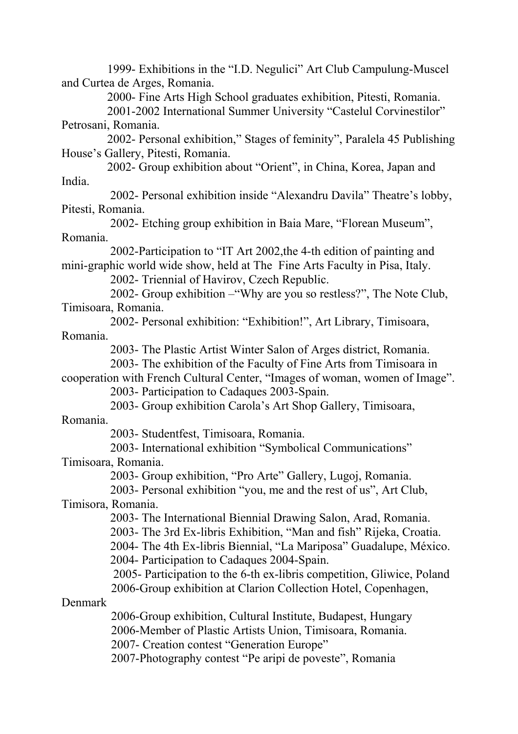1999- Exhibitions in the “I.D. Negulici” Art Club Campulung-Muscel and Curtea de Arges, Romania.

2000- Fine Arts High School graduates exhibition, Pitesti, Romania.

2001-2002 International Summer University “Castelul Corvinestilor” Petrosani, Romania.

2002- Personal exhibition,” Stages of feminity”, Paralela 45 Publishing House’s Gallery, Pitesti, Romania.

2002- Group exhibition about “Orient”, in China, Korea, Japan and India.

2002- Personal exhibition inside “Alexandru Davila” Theatre’s lobby, Pitesti, Romania.

2002- Etching group exhibition in Baia Mare, “Florean Museum”, Romania.

2002-Participation to “IT Art 2002,the 4-th edition of painting and mini-graphic world wide show, held at The Fine Arts Faculty in Pisa, Italy.

2002- Triennial of Havirov, Czech Republic.

2002- Group exhibition –“Why are you so restless?”, The Note Club, Timisoara, Romania.

2002- Personal exhibition: “Exhibition!”, Art Library, Timisoara, Romania.

2003- The Plastic Artist Winter Salon of Arges district, Romania.

2003- The exhibition of the Faculty of Fine Arts from Timisoara in cooperation with French Cultural Center, “Images of woman, women of Image”.

2003- Participation to Cadaques 2003-Spain.

2003- Group exhibition Carola’s Art Shop Gallery, Timisoara, Romania.

2003- Studentfest, Timisoara, Romania.

2003- International exhibition “Symbolical Communications” Timisoara, Romania.

2003- Group exhibition, “Pro Arte” Gallery, Lugoj, Romania.

2003- Personal exhibition “you, me and the rest of us”, Art Club, Timisora, Romania.

2003- The International Biennial Drawing Salon, Arad, Romania.

2003- The 3rd Ex-libris Exhibition, “Man and fish” Rijeka, Croatia.

2004- The 4th Ex-libris Biennial, “La Mariposa” Guadalupe, México.

2004- Participation to Cadaques 2004-Spain.

2005- Participation to the 6-th ex-libris competition, Gliwice, Poland

2006-Group exhibition at Clarion Collection Hotel, Copenhagen, Denmark

2006-Group exhibition, Cultural Institute, Budapest, Hungary

2006-Member of Plastic Artists Union, Timisoara, Romania.

2007- Creation contest “Generation Europe”

2007-Photography contest “Pe aripi de poveste”, Romania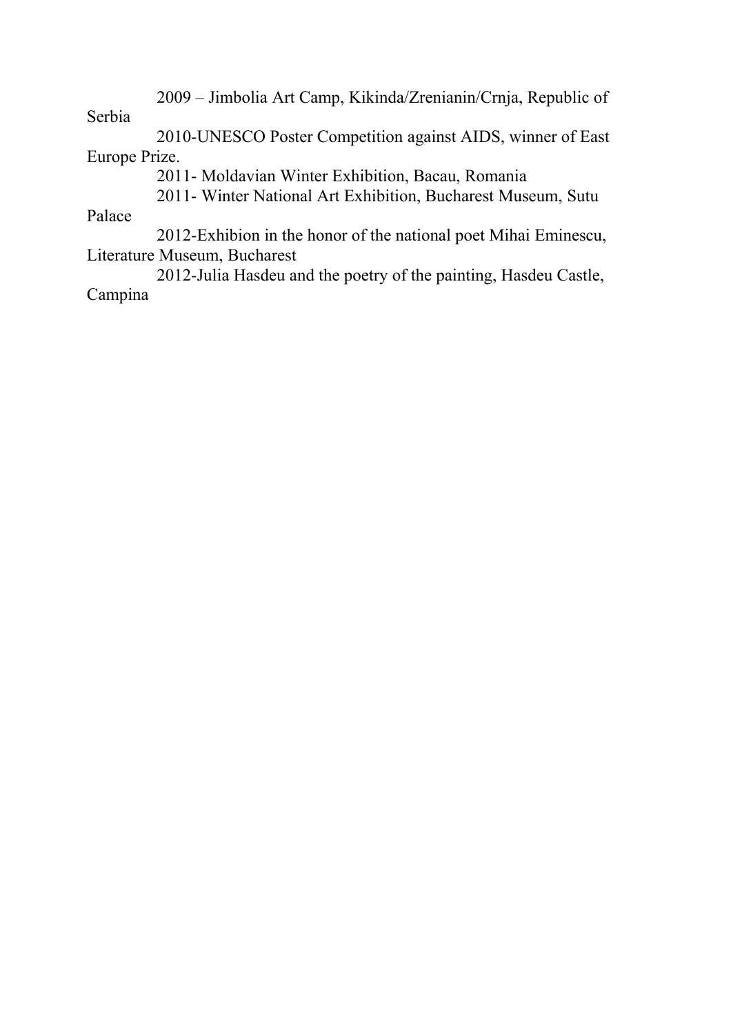2009 – Jimbolia Art Camp, Kikinda/Zrenianin/Crnja, Republic of Serbia

2010-UNESCO Poster Competition against AIDS, winner of East Europe Prize.

2011- Moldavian Winter Exhibition, Bacau, Romania

2011- Winter National Art Exhibition, Bucharest Museum, Sutu Palace

2012-Exhibion in the honor of the national poet Mihai Eminescu, Literature Museum, Bucharest

2012-Julia Hasdeu and the poetry of the painting, Hasdeu Castle, Campina